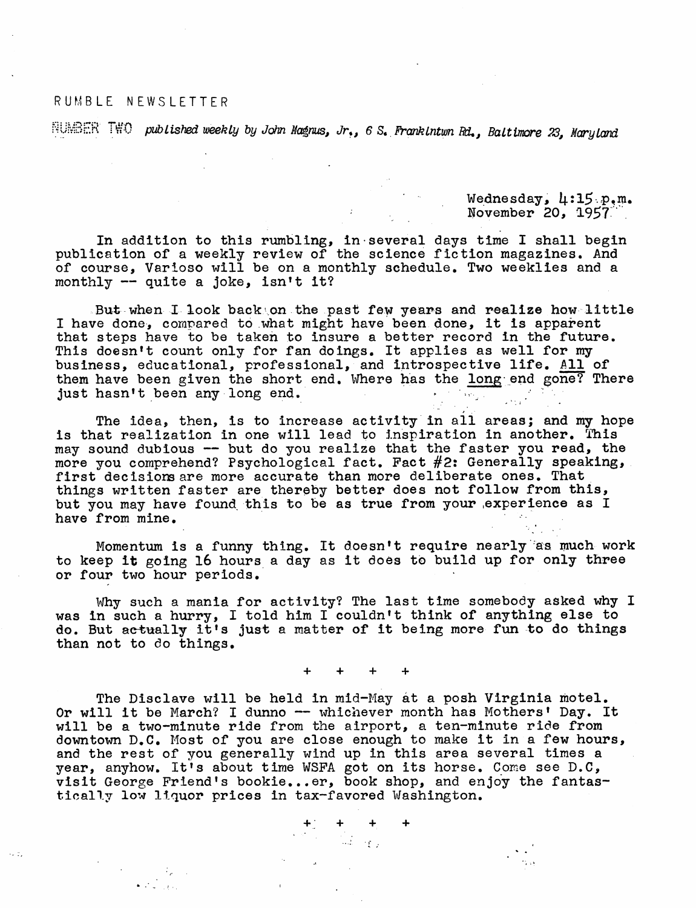# RUMBLE NEWSLETTER

NUMBER TWO *published weekly by John Magnus, Jr., 6 S. Franklntwn Rd., Baltimore 23, Maryland*

Wednesday, 4:15 p.m.
November 20, 1957

In addition to this rumbling, in several days time I shall begin publication of a weekly review of the science fiction magazines. And of course, Varioso will be on a monthly schedule. Two weeklies and a monthly -- quite a joke, isn't it?

But when I look back on the past few years and realize how little I have done, compared to what might have been done, it is apparent that steps have to be taken to insure a better record in the future. This doesn't count only for fan doings. It applies as well for my business, educational, professional, and introspective life. All of them have been given the short end. Where has the long end gone? There just hasn't been any long end.

The idea, then, is to increase activity in all areas; and my hope is that realization in one will lead to inspiration in another. This may sound dubious -- but do you realize that the faster you read, the more you comprehend? Psychological fact. Fact #2: Generally speaking, first decisions are more accurate than more deliberate ones. That things written faster are thereby better does not follow from this, but you may have found this to be as true from your experience as I have from mine.

Momentum is a funny thing. It doesn't require nearly as much work to keep it going 16 hours a day as it does to build up for only three or four two hour periods.

Why such a mania for activity? The last time somebody asked why I was in such a hurry, I told him I couldn't think of anything else to do. But actually it's just a matter of it being more fun to do things than not to do things.

\+ + + +

The Disclave will be held in mid-May at a posh Virginia motel. Or will it be March? I dunno -- whichever month has Mothers' Day. It will be a two-minute ride from the airport, a ten-minute ride from downtown D.C. Most of you are close enough to make it in a few hours, and the rest of you generally wind up in this area several times a year, anyhow. It's about time WSFA got on its horse. Come see D.C, visit George Friend's bookie...er, book shop, and enjoy the fantastically low liquor prices in tax-favored Washington.

\+ + + +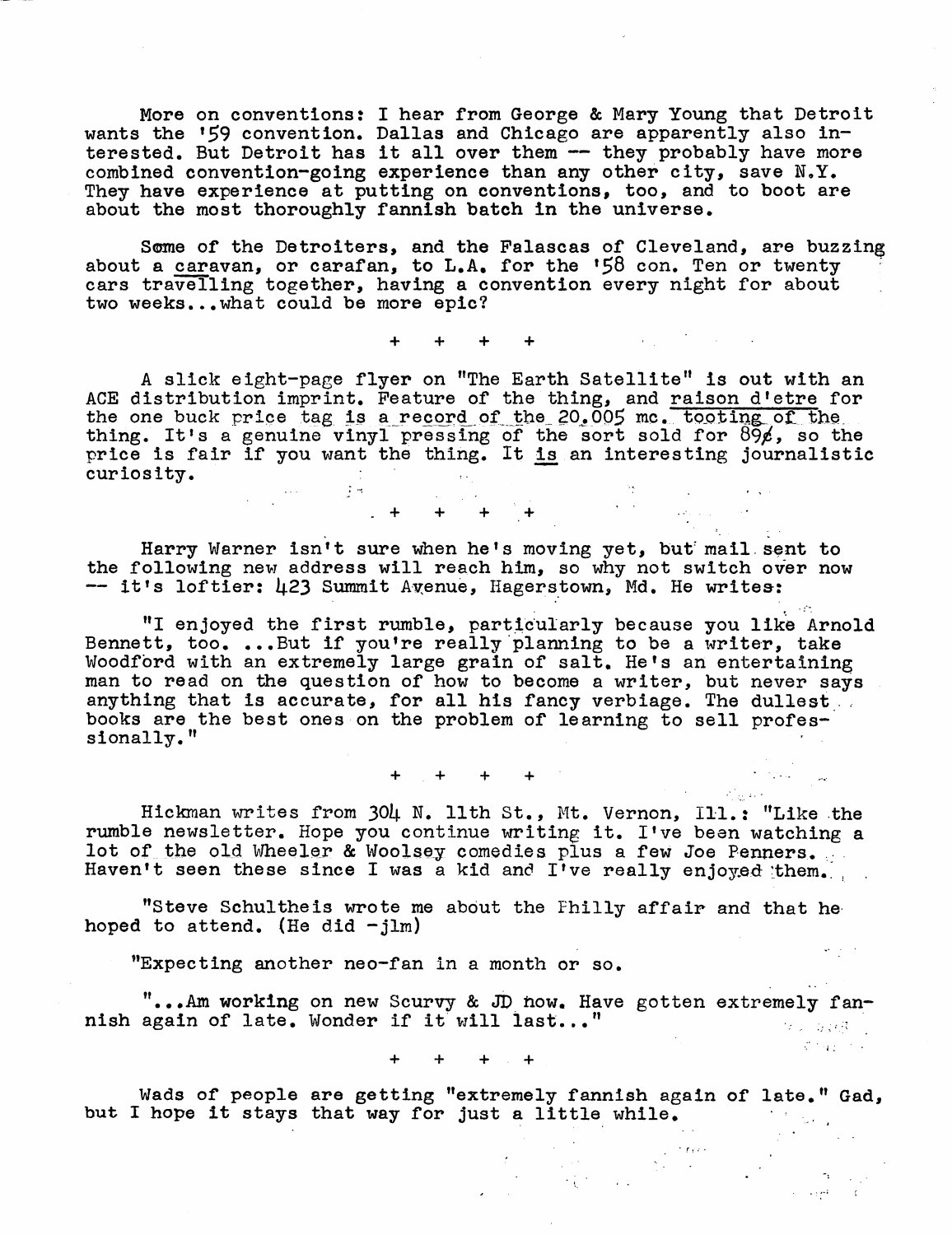More on conventions: I hear from George & Mary Young that Detroit wants the '59 convention. Dallas and Chicago are apparently also interested. But Detroit has it all over them -- they probably have more combined convention-going experience than any other city, save N.Y. They have experience at putting on conventions, too, and to boot are about the most thoroughly fannish batch in the universe.

Some of the Detroiters, and the Falascas of Cleveland, are buzzing about a caravan, or carafan, to L.A. for the '58 con. Ten or twenty cars travelling together, having a convention every night for about two weeks...what could be more epic?

+ + + +

A slick eight-page flyer on "The Earth Satellite" is out with an ACE distribution imprint. Feature of the thing, and raison d'etre for the one buck price tag is a record of the 20.005 mc. tooting of the thing. It's a genuine vinyl pressing of the sort sold for 89¢, so the price is fair if you want the thing. It is an interesting journalistic curiosity.

+ + + +

Harry Warner isn't sure when he's moving yet, but mail sent to the following new address will reach him, so why not switch over now -- it's loftier: 423 Summit Avenue, Hagerstown, Md. He writes:

"I enjoyed the first rumble, particularly because you like Arnold Bennett, too. ...But if you're really planning to be a writer, take Woodford with an extremely large grain of salt. He's an entertaining man to read on the question of how to become a writer, but never says anything that is accurate, for all his fancy verbiage. The dullest books are the best ones on the problem of learning to sell professionally."

+ + + +

Hickman writes from 304 N. 11th St., Mt. Vernon, Ill.: "Like the rumble newsletter. Hope you continue writing it. I've been watching a lot of the old Wheeler & Woolsey comedies plus a few Joe Penners. Haven't seen these since I was a kid and I've really enjoyed them.

"Steve Schultheis wrote me about the Philly affair and that he hoped to attend. (He did -jlm)

"Expecting another neo-fan in a month or so.

"...Am working on new Scurvy & JD now. Have gotten extremely fannish again of late. Wonder if it will last..."

+ + + +

Wads of people are getting "extremely fannish again of late." Gad, but I hope it stays that way for just a little while.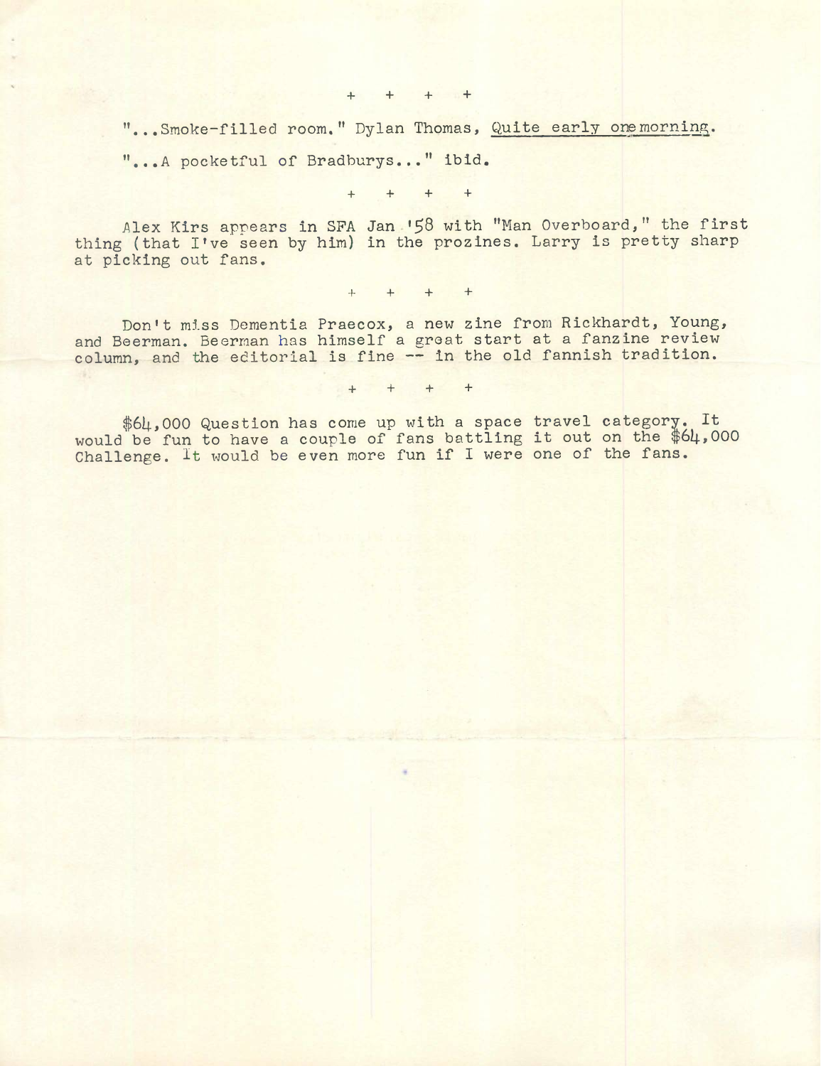\+ + + +

"...Smoke-filled room." Dylan Thomas, <u>Quite early one morning</u>.

"...A pocketful of Bradburys..." ibid.

\+ + + +

Alex Kirs appears in SFA Jan '58 with "Man Overboard," the first thing (that I've seen by him) in the prozines. Larry is pretty sharp at picking out fans.

\+ + + +

Don't miss Dementia Praecox, a new zine from Rickhardt, Young, and Beerman. Beerman has himself a great start at a fanzine review column, and the editorial is fine -- in the old fannish tradition.

\+ + + +

$64,000 Question has come up with a space travel category. It would be fun to have a couple of fans battling it out on the $64,000 Challenge. It would be even more fun if I were one of the fans.